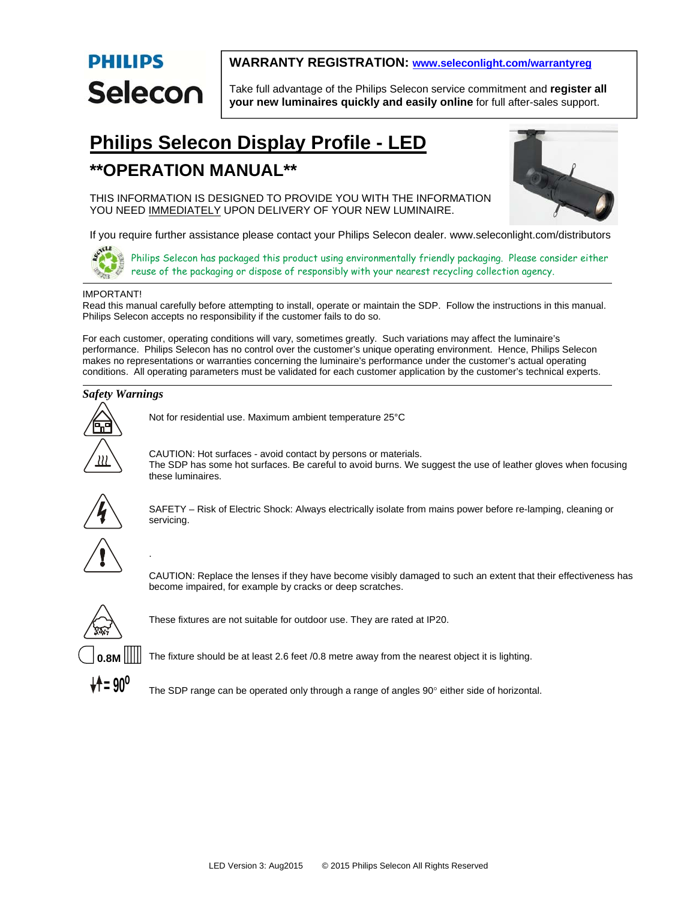**PHILIPS**

**Selecon**

**WARRANTY REGISTRATION: www.seleconlight.com/warrantyreg**

Take full advantage of the Philips Selecon service commitment and **register all your new luminaires quickly and easily online** for full after-sales support.

# Philips Selecon Display Profile - LED

## **OPERATION MANUAL**

THIS INFORMATION IS DESIGNED TO PROVIDE YOU WITH THE INFORMATION YOU NEED IMMEDIATELY UPON DELIVERY OF YOUR NEW LUMINAIRE.

If you require further assistance please contact your Philips Selecon dealer. www.seleconlight.com/distributors

Philips Selecon has packaged this product using environmentally friendly packaging. Please consider either reuse of the packaging or dispose of responsibly with your nearest recycling collection agency.

---

IMPORTANT!
Read this manual carefully before attempting to install, operate or maintain the SDP. Follow the instructions in this manual. Philips Selecon accepts no responsibility if the customer fails to do so.

For each customer, operating conditions will vary, sometimes greatly. Such variations may affect the luminaire's performance. Philips Selecon has no control over the customer's unique operating environment. Hence, Philips Selecon makes no representations or warranties concerning the luminaire's performance under the customer's actual operating conditions. All operating parameters must be validated for each customer application by the customer's technical experts.

---

***Safety Warnings***

Not for residential use. Maximum ambient temperature 25°C

CAUTION: Hot surfaces - avoid contact by persons or materials.
The SDP has some hot surfaces. Be careful to avoid burns. We suggest the use of leather gloves when focusing these luminaires.

SAFETY – Risk of Electric Shock: Always electrically isolate from mains power before re-lamping, cleaning or servicing.

.

CAUTION: Replace the lenses if they have become visibly damaged to such an extent that their effectiveness has become impaired, for example by cracks or deep scratches.

These fixtures are not suitable for outdoor use. They are rated at IP20.

0.8M — The fixture should be at least 2.6 feet /0.8 metre away from the nearest object it is lighting.

= 90° — The SDP range can be operated only through a range of angles 90° either side of horizontal.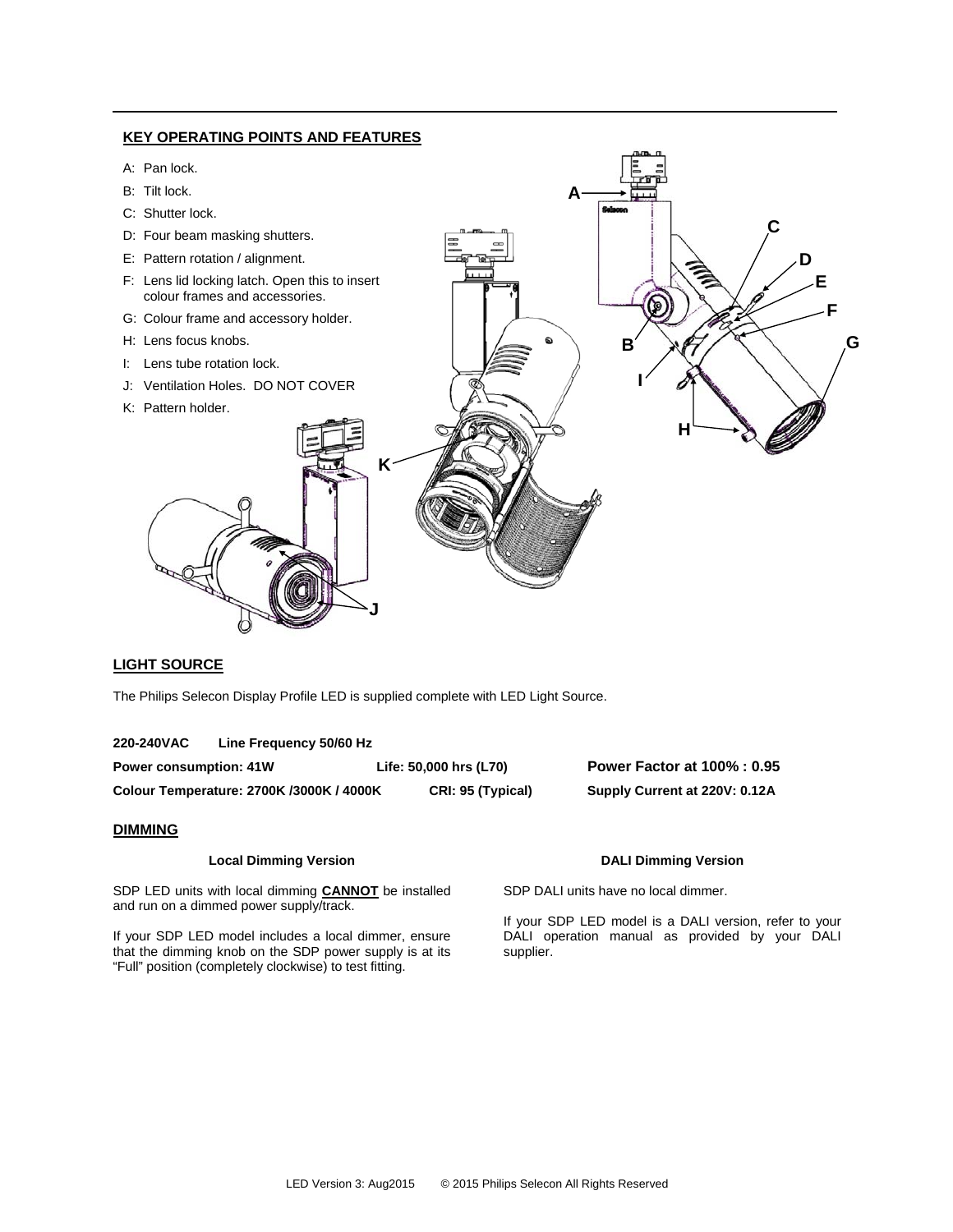## KEY OPERATING POINTS AND FEATURES

- A: Pan lock.
- B: Tilt lock.
- C: Shutter lock.
- D: Four beam masking shutters.
- E: Pattern rotation / alignment.
- F: Lens lid locking latch. Open this to insert colour frames and accessories.
- G: Colour frame and accessory holder.
- H: Lens focus knobs.
- I: Lens tube rotation lock.
- J: Ventilation Holes. DO NOT COVER
- K: Pattern holder.

## LIGHT SOURCE

The Philips Selecon Display Profile LED is supplied complete with LED Light Source.

**220-240VAC Line Frequency 50/60 Hz**

| | | |
|---|---|---|
| **Power consumption: 41W** | **Life: 50,000 hrs (L70)** | **Power Factor at 100% : 0.95** |
| **Colour Temperature: 2700K /3000K / 4000K** | **CRI: 95 (Typical)** | **Supply Current at 220V: 0.12A** |

## DIMMING

### Local Dimming Version

SDP LED units with local dimming **CANNOT** be installed and run on a dimmed power supply/track.

If your SDP LED model includes a local dimmer, ensure that the dimming knob on the SDP power supply is at its "Full" position (completely clockwise) to test fitting.

### DALI Dimming Version

SDP DALI units have no local dimmer.

If your SDP LED model is a DALI version, refer to your DALI operation manual as provided by your DALI supplier.

LED Version 3: Aug2015 © 2015 Philips Selecon All Rights Reserved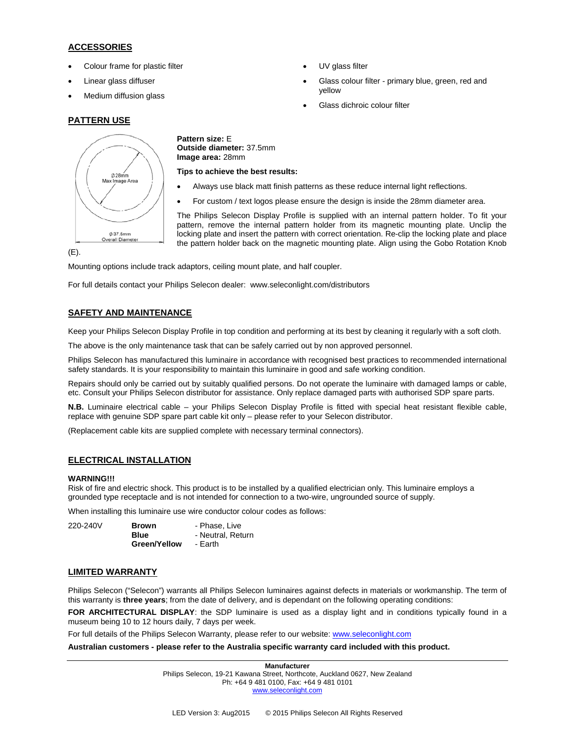## ACCESSORIES

- Colour frame for plastic filter
- Linear glass diffuser
- Medium diffusion glass
- UV glass filter
- Glass colour filter - primary blue, green, red and yellow
- Glass dichroic colour filter

## PATTERN USE

Ø28mm
Max Image Area

Ø37.5mm
Overall Diameter

**Pattern size:** E
**Outside diameter:** 37.5mm
**Image area:** 28mm

**Tips to achieve the best results:**

- Always use black matt finish patterns as these reduce internal light reflections.
- For custom / text logos please ensure the design is inside the 28mm diameter area.

The Philips Selecon Display Profile is supplied with an internal pattern holder. To fit your pattern, remove the internal pattern holder from its magnetic mounting plate. Unclip the locking plate and insert the pattern with correct orientation. Re-clip the locking plate and place the pattern holder back on the magnetic mounting plate. Align using the Gobo Rotation Knob (E).

Mounting options include track adaptors, ceiling mount plate, and half coupler.

For full details contact your Philips Selecon dealer: www.seleconlight.com/distributors

## SAFETY AND MAINTENANCE

Keep your Philips Selecon Display Profile in top condition and performing at its best by cleaning it regularly with a soft cloth.

The above is the only maintenance task that can be safely carried out by non approved personnel.

Philips Selecon has manufactured this luminaire in accordance with recognised best practices to recommended international safety standards. It is your responsibility to maintain this luminaire in good and safe working condition.

Repairs should only be carried out by suitably qualified persons. Do not operate the luminaire with damaged lamps or cable, etc. Consult your Philips Selecon distributor for assistance. Only replace damaged parts with authorised SDP spare parts.

**N.B.** Luminaire electrical cable – your Philips Selecon Display Profile is fitted with special heat resistant flexible cable, replace with genuine SDP spare part cable kit only – please refer to your Selecon distributor.

(Replacement cable kits are supplied complete with necessary terminal connectors).

## ELECTRICAL INSTALLATION

**WARNING!!!**
Risk of fire and electric shock. This product is to be installed by a qualified electrician only. This luminaire employs a grounded type receptacle and is not intended for connection to a two-wire, ungrounded source of supply.

When installing this luminaire use wire conductor colour codes as follows:

| | | |
|---|---|---|
| 220-240V | **Brown** | - Phase, Live |
| | **Blue** | - Neutral, Return |
| | **Green/Yellow** | - Earth |

## LIMITED WARRANTY

Philips Selecon ("Selecon") warrants all Philips Selecon luminaires against defects in materials or workmanship. The term of this warranty is **three years**; from the date of delivery, and is dependant on the following operating conditions:

**FOR ARCHITECTURAL DISPLAY**: the SDP luminaire is used as a display light and in conditions typically found in a museum being 10 to 12 hours daily, 7 days per week.

For full details of the Philips Selecon Warranty, please refer to our website: www.seleconlight.com

**Australian customers - please refer to the Australia specific warranty card included with this product.**

**Manufacturer**
Philips Selecon, 19-21 Kawana Street, Northcote, Auckland 0627, New Zealand
Ph: +64 9 481 0100, Fax: +64 9 481 0101
www.seleconlight.com

LED Version 3: Aug2015 © 2015 Philips Selecon All Rights Reserved